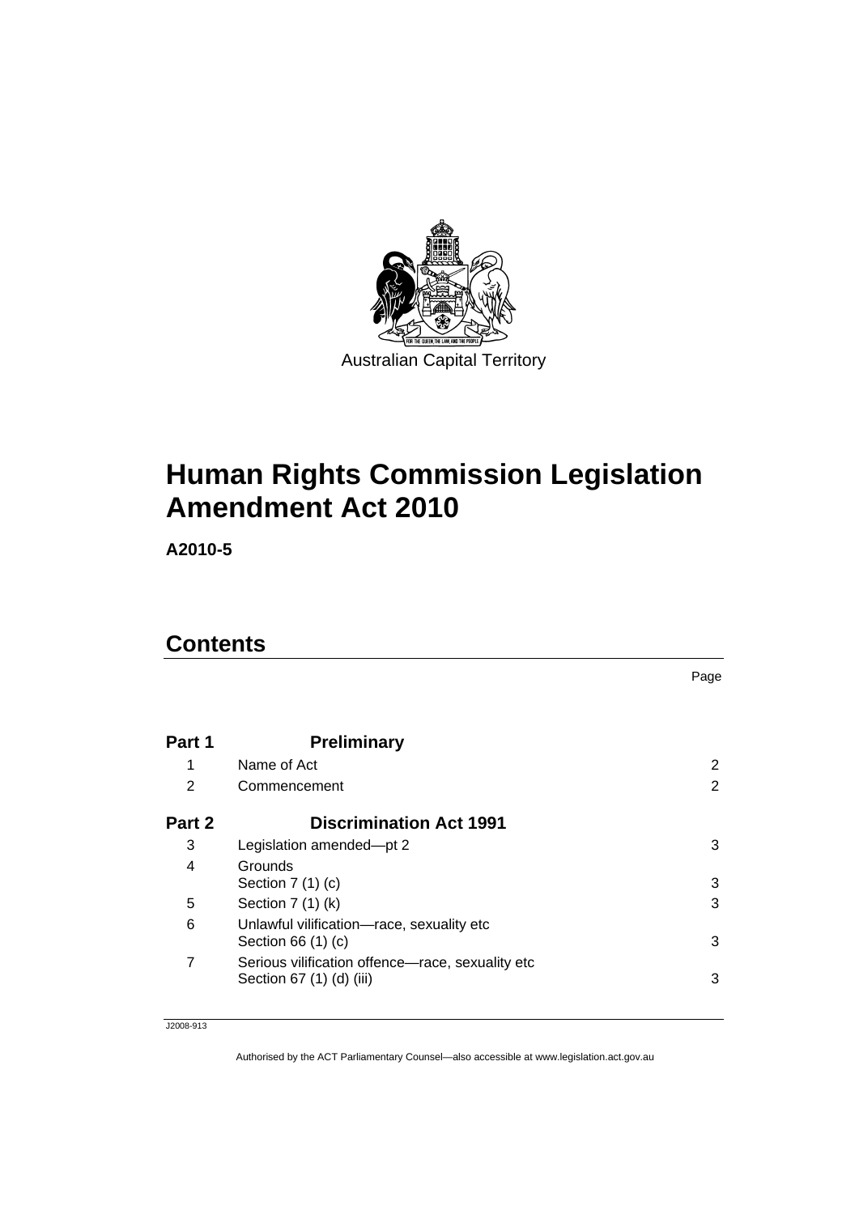Australian Capital Territory

# Human Rights Commission Legislation Amendment Act 2010

**A2010-5**

## Contents

| | | Page |
|---|---|---|
| **Part 1** | **Preliminary** | |
| 1 | Name of Act | 2 |
| 2 | Commencement | 2 |
| **Part 2** | **Discrimination Act 1991** | |
| 3 | Legislation amended—pt 2 | 3 |
| 4 | Grounds<br>Section 7 (1) (c) | 3 |
| 5 | Section 7 (1) (k) | 3 |
| 6 | Unlawful vilification—race, sexuality etc<br>Section 66 (1) (c) | 3 |
| 7 | Serious vilification offence—race, sexuality etc<br>Section 67 (1) (d) (iii) | 3 |

J2008-913

Authorised by the ACT Parliamentary Counsel—also accessible at www.legislation.act.gov.au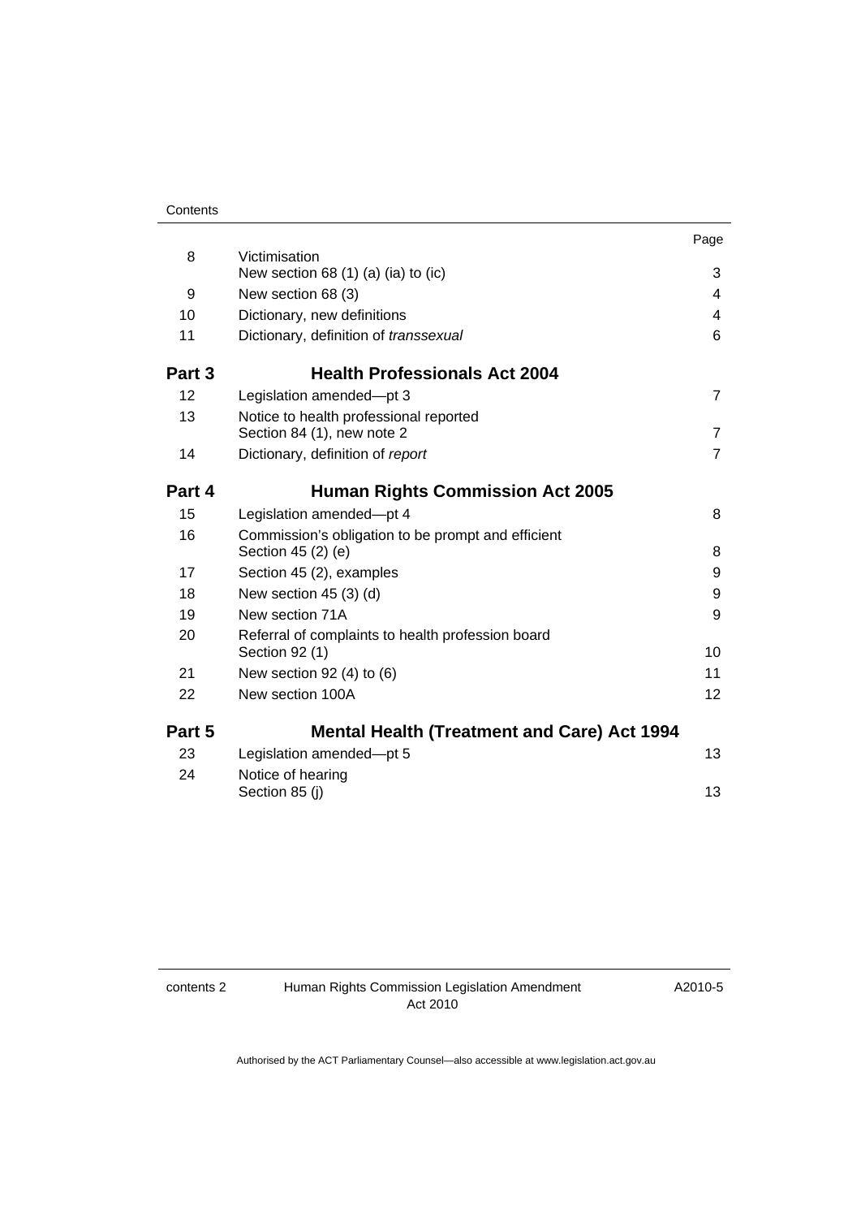| | | Page |
|---|---|---|
| 8 | Victimisation<br>New section 68 (1) (a) (ia) to (ic) | 3 |
| 9 | New section 68 (3) | 4 |
| 10 | Dictionary, new definitions | 4 |
| 11 | Dictionary, definition of *transsexual* | 6 |
| **Part 3** | **Health Professionals Act 2004** | |
| 12 | Legislation amended—pt 3 | 7 |
| 13 | Notice to health professional reported<br>Section 84 (1), new note 2 | 7 |
| 14 | Dictionary, definition of *report* | 7 |
| **Part 4** | **Human Rights Commission Act 2005** | |
| 15 | Legislation amended—pt 4 | 8 |
| 16 | Commission's obligation to be prompt and efficient<br>Section 45 (2) (e) | 8 |
| 17 | Section 45 (2), examples | 9 |
| 18 | New section 45 (3) (d) | 9 |
| 19 | New section 71A | 9 |
| 20 | Referral of complaints to health profession board<br>Section 92 (1) | 10 |
| 21 | New section 92 (4) to (6) | 11 |
| 22 | New section 100A | 12 |
| **Part 5** | **Mental Health (Treatment and Care) Act 1994** | |
| 23 | Legislation amended—pt 5 | 13 |
| 24 | Notice of hearing<br>Section 85 (j) | 13 |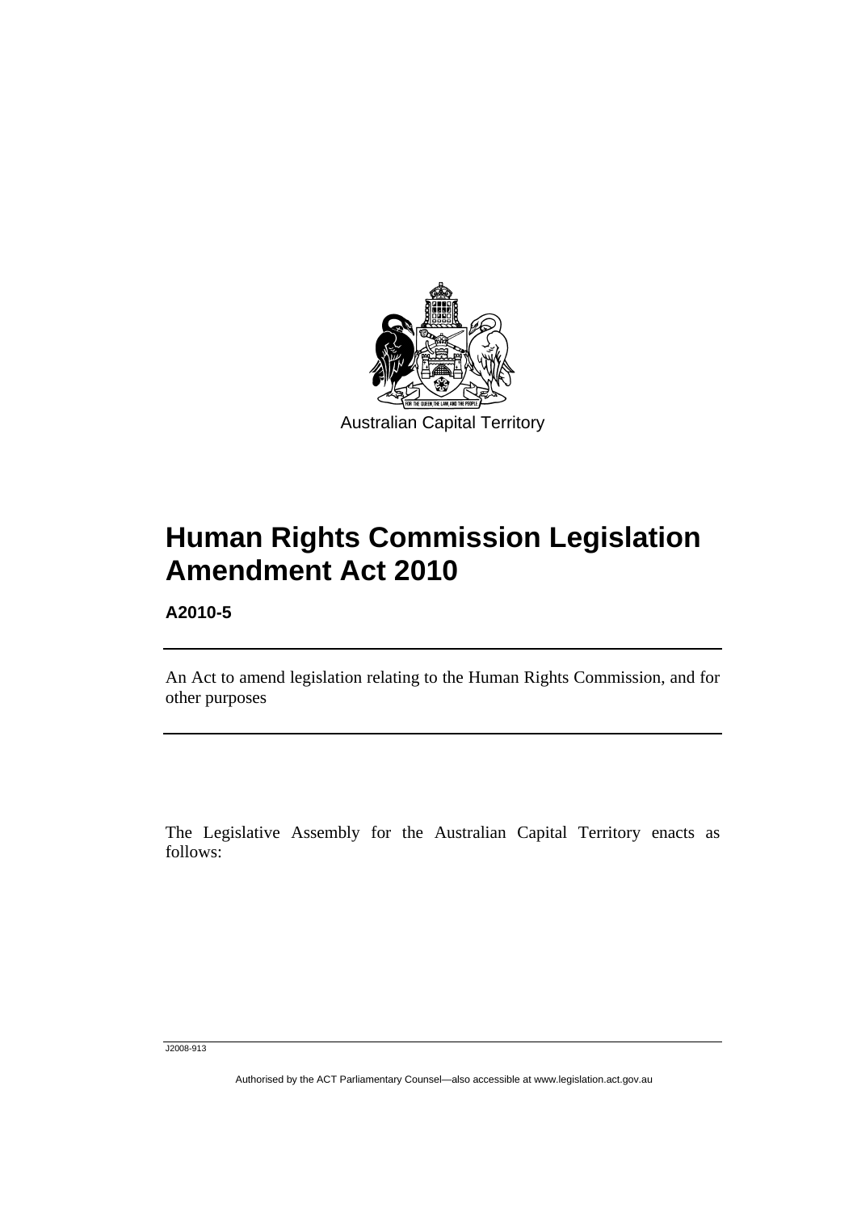Australian Capital Territory

# Human Rights Commission Legislation Amendment Act 2010

**A2010-5**

An Act to amend legislation relating to the Human Rights Commission, and for other purposes

The Legislative Assembly for the Australian Capital Territory enacts as follows:

J2008-913

Authorised by the ACT Parliamentary Counsel—also accessible at www.legislation.act.gov.au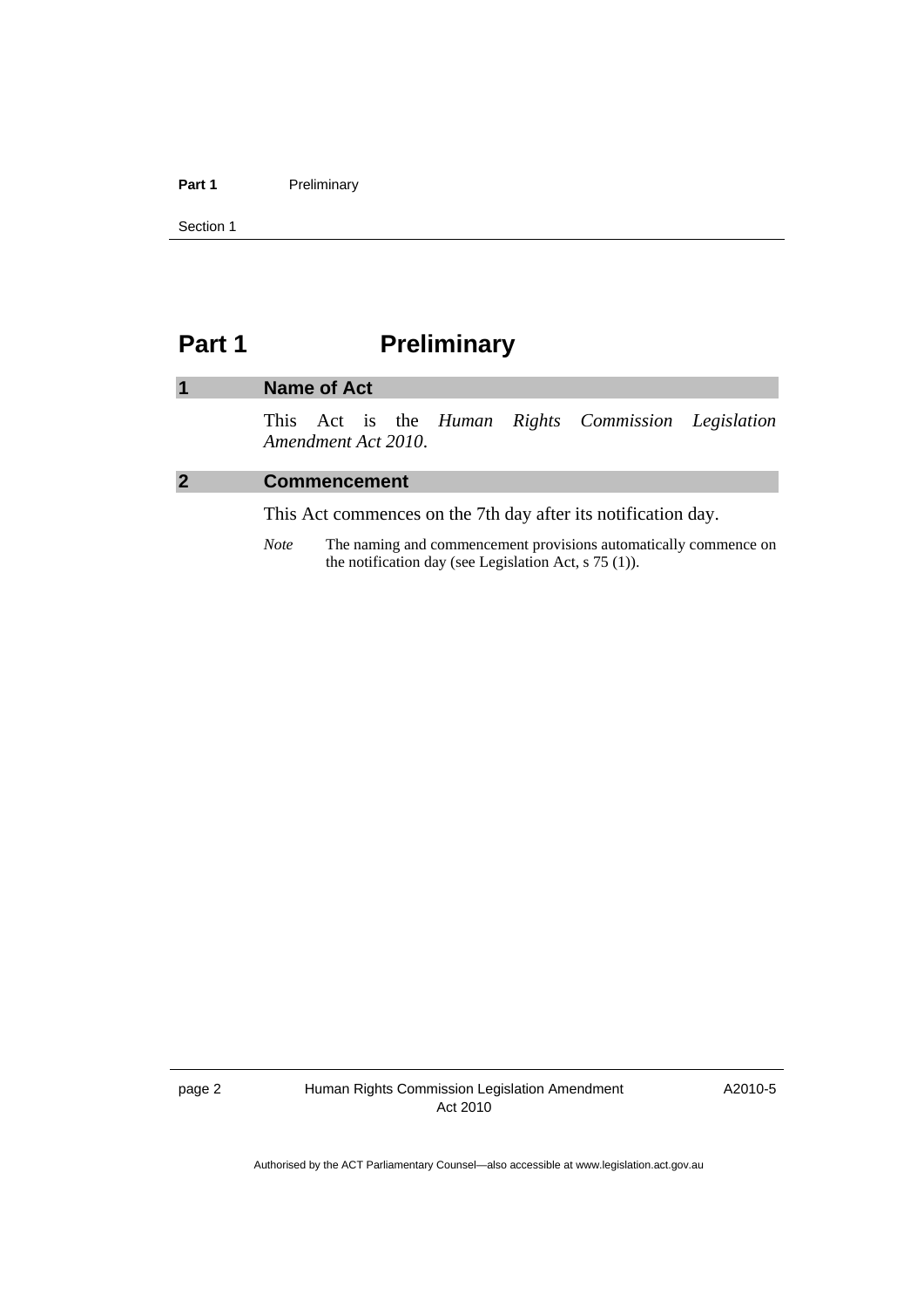# Part 1 Preliminary

## 1 Name of Act

This Act is the *Human Rights Commission Legislation Amendment Act 2010*.

## 2 Commencement

This Act commences on the 7th day after its notification day.

*Note* The naming and commencement provisions automatically commence on the notification day (see Legislation Act, s 75 (1)).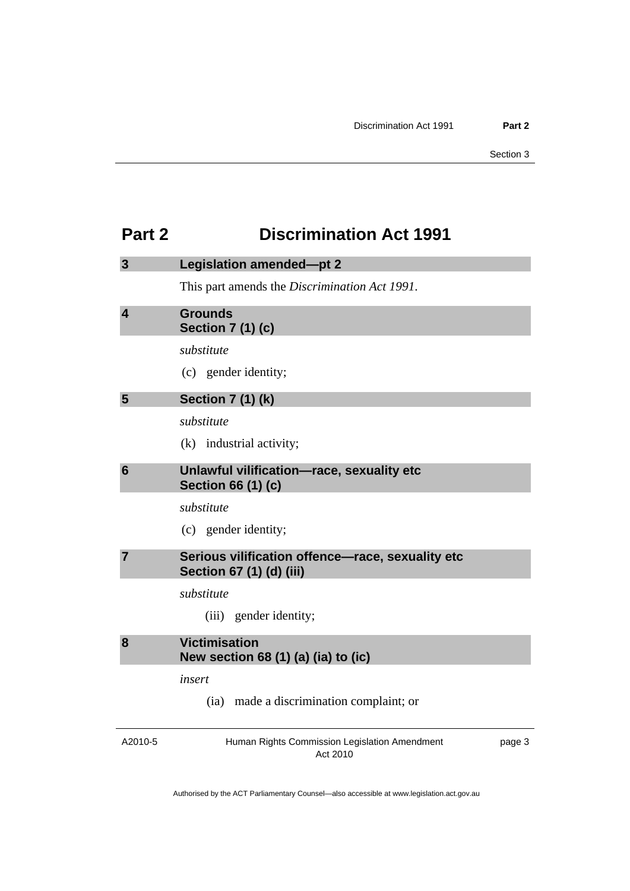# Part 2 Discrimination Act 1991

## 3 Legislation amended—pt 2

This part amends the *Discrimination Act 1991*.

## 4 Grounds
## Section 7 (1) (c)

*substitute*

(c) gender identity;

## 5 Section 7 (1) (k)

*substitute*

(k) industrial activity;

## 6 Unlawful vilification—race, sexuality etc
## Section 66 (1) (c)

*substitute*

(c) gender identity;

## 7 Serious vilification offence—race, sexuality etc
## Section 67 (1) (d) (iii)

*substitute*

(iii) gender identity;

## 8 Victimisation
## New section 68 (1) (a) (ia) to (ic)

*insert*

(ia) made a discrimination complaint; or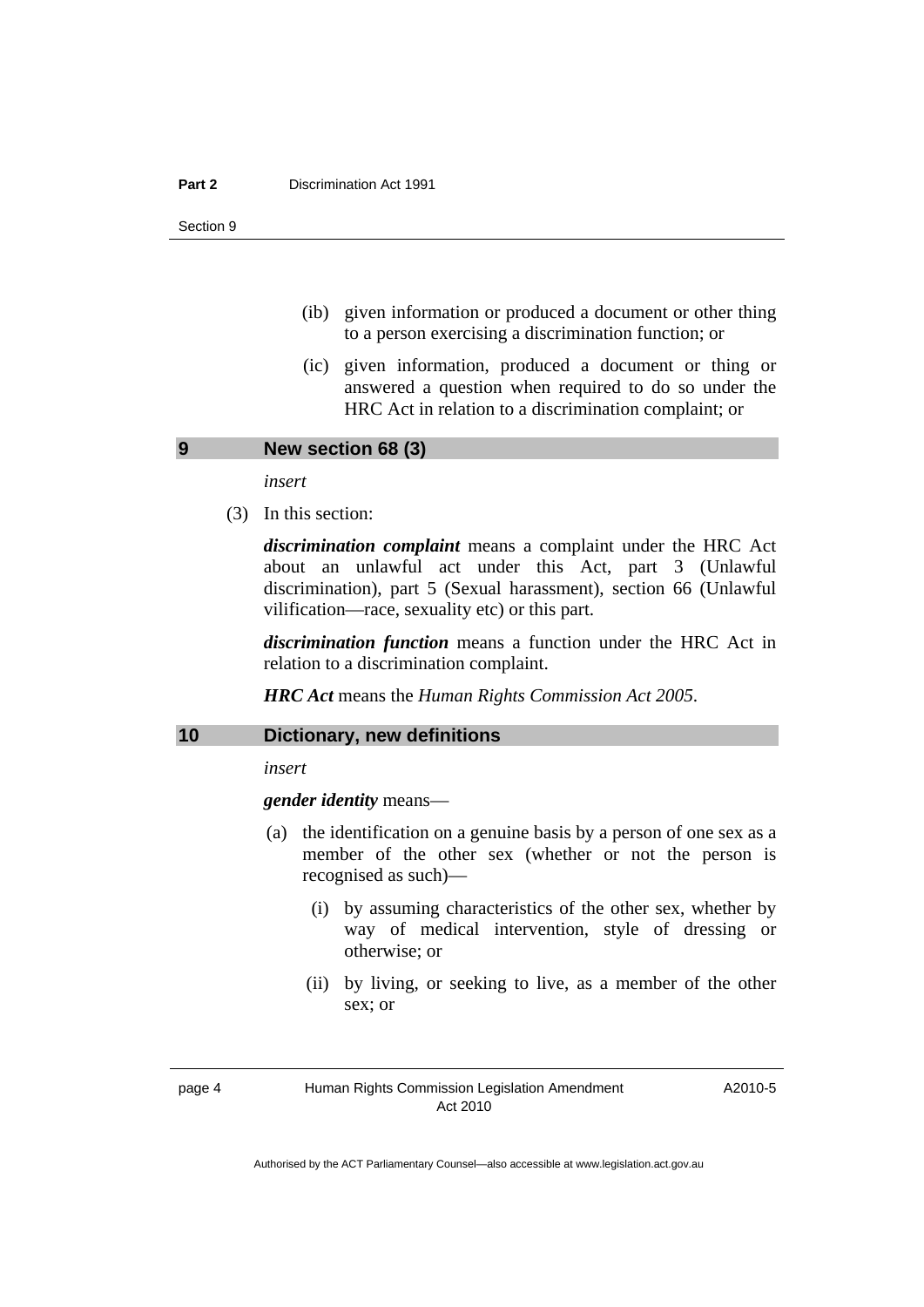(ib) given information or produced a document or other thing to a person exercising a discrimination function; or

(ic) given information, produced a document or thing or answered a question when required to do so under the HRC Act in relation to a discrimination complaint; or

## 9 New section 68 (3)

*insert*

(3) In this section:

***discrimination complaint*** means a complaint under the HRC Act about an unlawful act under this Act, part 3 (Unlawful discrimination), part 5 (Sexual harassment), section 66 (Unlawful vilification—race, sexuality etc) or this part.

***discrimination function*** means a function under the HRC Act in relation to a discrimination complaint.

***HRC Act*** means the *Human Rights Commission Act 2005*.

## 10 Dictionary, new definitions

*insert*

***gender identity*** means—

(a) the identification on a genuine basis by a person of one sex as a member of the other sex (whether or not the person is recognised as such)—

(i) by assuming characteristics of the other sex, whether by way of medical intervention, style of dressing or otherwise; or

(ii) by living, or seeking to live, as a member of the other sex; or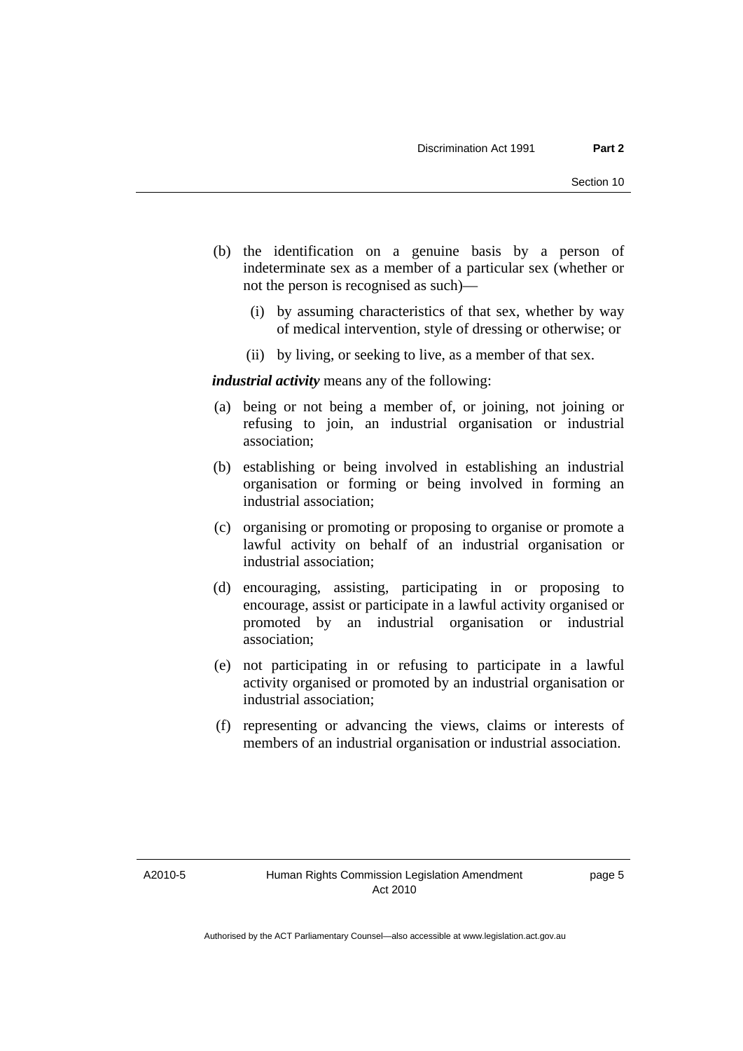(b) the identification on a genuine basis by a person of indeterminate sex as a member of a particular sex (whether or not the person is recognised as such)—

   (i) by assuming characteristics of that sex, whether by way of medical intervention, style of dressing or otherwise; or

   (ii) by living, or seeking to live, as a member of that sex.

***industrial activity*** means any of the following:

(a) being or not being a member of, or joining, not joining or refusing to join, an industrial organisation or industrial association;

(b) establishing or being involved in establishing an industrial organisation or forming or being involved in forming an industrial association;

(c) organising or promoting or proposing to organise or promote a lawful activity on behalf of an industrial organisation or industrial association;

(d) encouraging, assisting, participating in or proposing to encourage, assist or participate in a lawful activity organised or promoted by an industrial organisation or industrial association;

(e) not participating in or refusing to participate in a lawful activity organised or promoted by an industrial organisation or industrial association;

(f) representing or advancing the views, claims or interests of members of an industrial organisation or industrial association.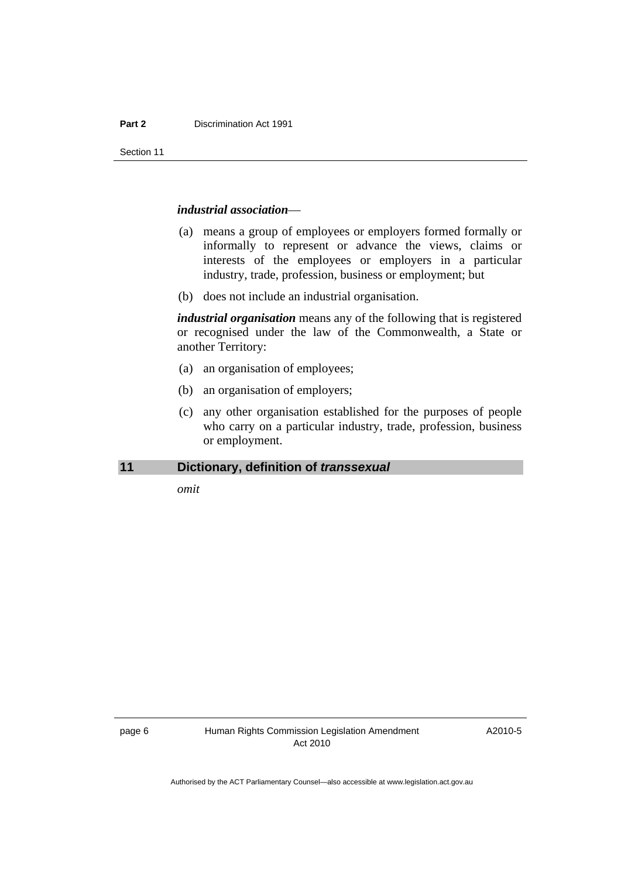***industrial association***—

(a) means a group of employees or employers formed formally or informally to represent or advance the views, claims or interests of the employees or employers in a particular industry, trade, profession, business or employment; but

(b) does not include an industrial organisation.

***industrial organisation*** means any of the following that is registered or recognised under the law of the Commonwealth, a State or another Territory:

(a) an organisation of employees;

(b) an organisation of employers;

(c) any other organisation established for the purposes of people who carry on a particular industry, trade, profession, business or employment.

### 11 Dictionary, definition of *transsexual*

*omit*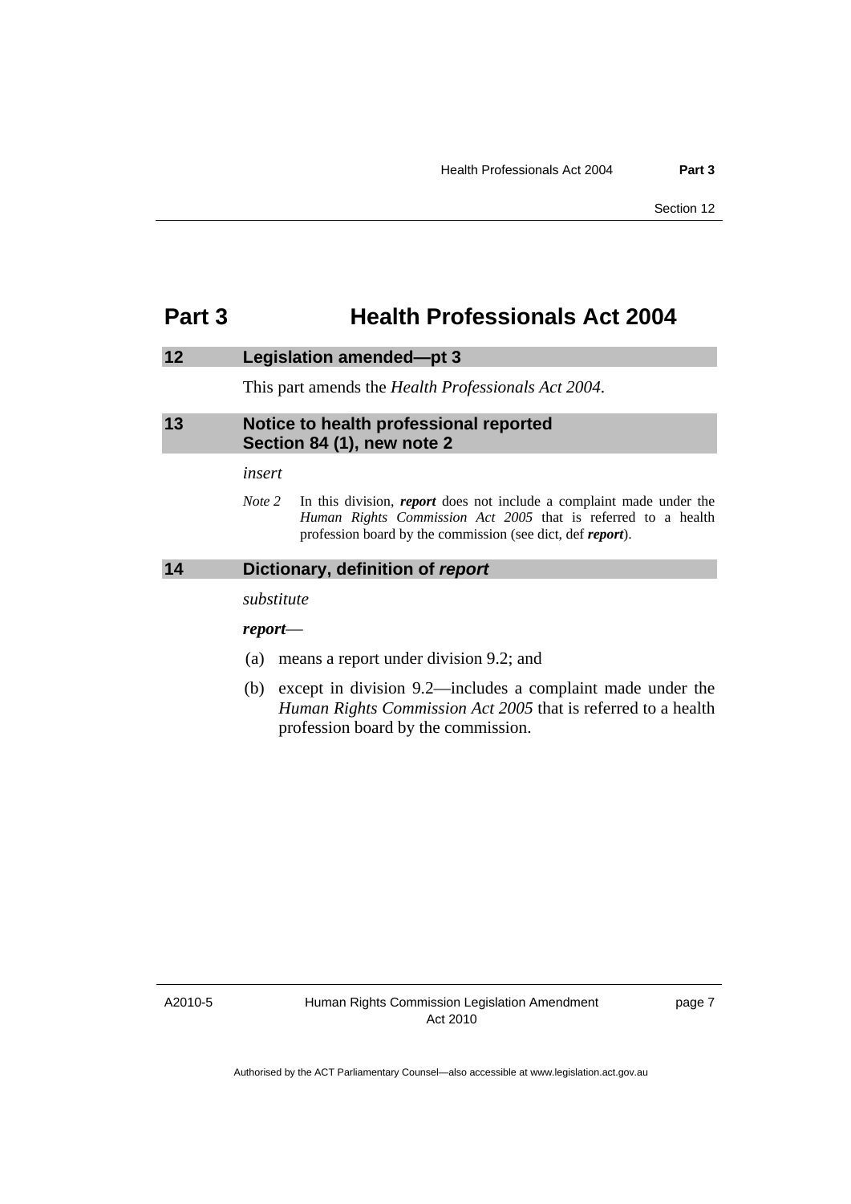# Part 3 Health Professionals Act 2004

## 12 Legislation amended—pt 3

This part amends the *Health Professionals Act 2004*.

## 13 Notice to health professional reported Section 84 (1), new note 2

*insert*

*Note 2* In this division, ***report*** does not include a complaint made under the *Human Rights Commission Act 2005* that is referred to a health profession board by the commission (see dict, def ***report***).

## 14 Dictionary, definition of *report*

*substitute*

***report***—

(a) means a report under division 9.2; and

(b) except in division 9.2—includes a complaint made under the *Human Rights Commission Act 2005* that is referred to a health profession board by the commission.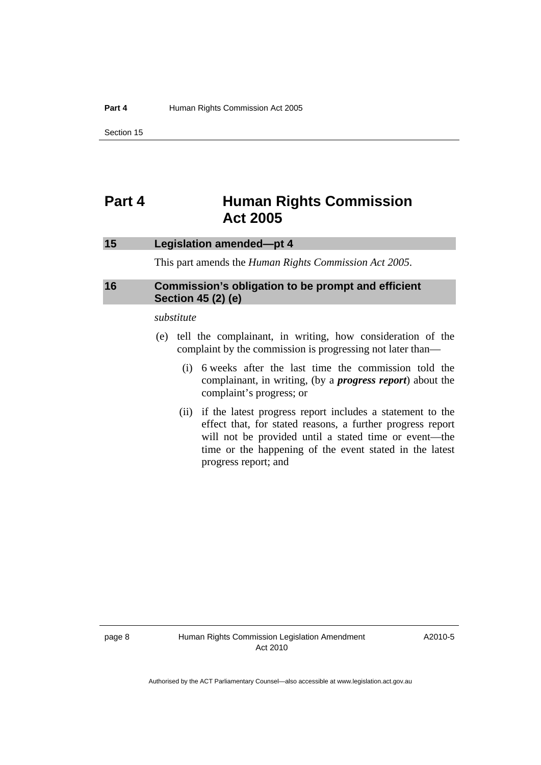# Part 4 Human Rights Commission Act 2005

## 15 Legislation amended—pt 4

This part amends the *Human Rights Commission Act 2005*.

## 16 Commission's obligation to be prompt and efficient Section 45 (2) (e)

*substitute*

(e) tell the complainant, in writing, how consideration of the complaint by the commission is progressing not later than—

(i) 6 weeks after the last time the commission told the complainant, in writing, (by a ***progress report***) about the complaint's progress; or

(ii) if the latest progress report includes a statement to the effect that, for stated reasons, a further progress report will not be provided until a stated time or event—the time or the happening of the event stated in the latest progress report; and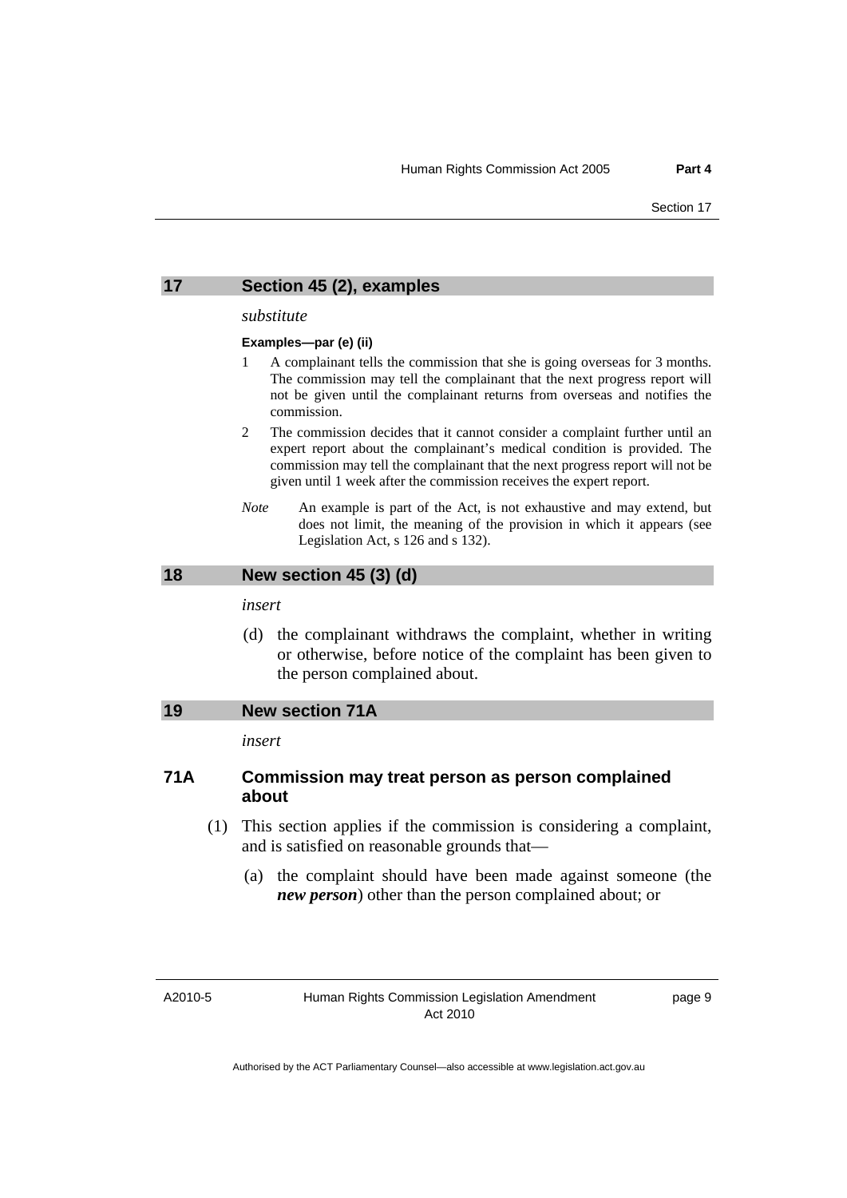## 17 Section 45 (2), examples

*substitute*

**Examples—par (e) (ii)**

1. A complainant tells the commission that she is going overseas for 3 months. The commission may tell the complainant that the next progress report will not be given until the complainant returns from overseas and notifies the commission.
2. The commission decides that it cannot consider a complaint further until an expert report about the complainant's medical condition is provided. The commission may tell the complainant that the next progress report will not be given until 1 week after the commission receives the expert report.

*Note* An example is part of the Act, is not exhaustive and may extend, but does not limit, the meaning of the provision in which it appears (see Legislation Act, s 126 and s 132).

## 18 New section 45 (3) (d)

*insert*

(d) the complainant withdraws the complaint, whether in writing or otherwise, before notice of the complaint has been given to the person complained about.

## 19 New section 71A

*insert*

### 71A Commission may treat person as person complained about

(1) This section applies if the commission is considering a complaint, and is satisfied on reasonable grounds that—

(a) the complaint should have been made against someone (the ***new person***) other than the person complained about; or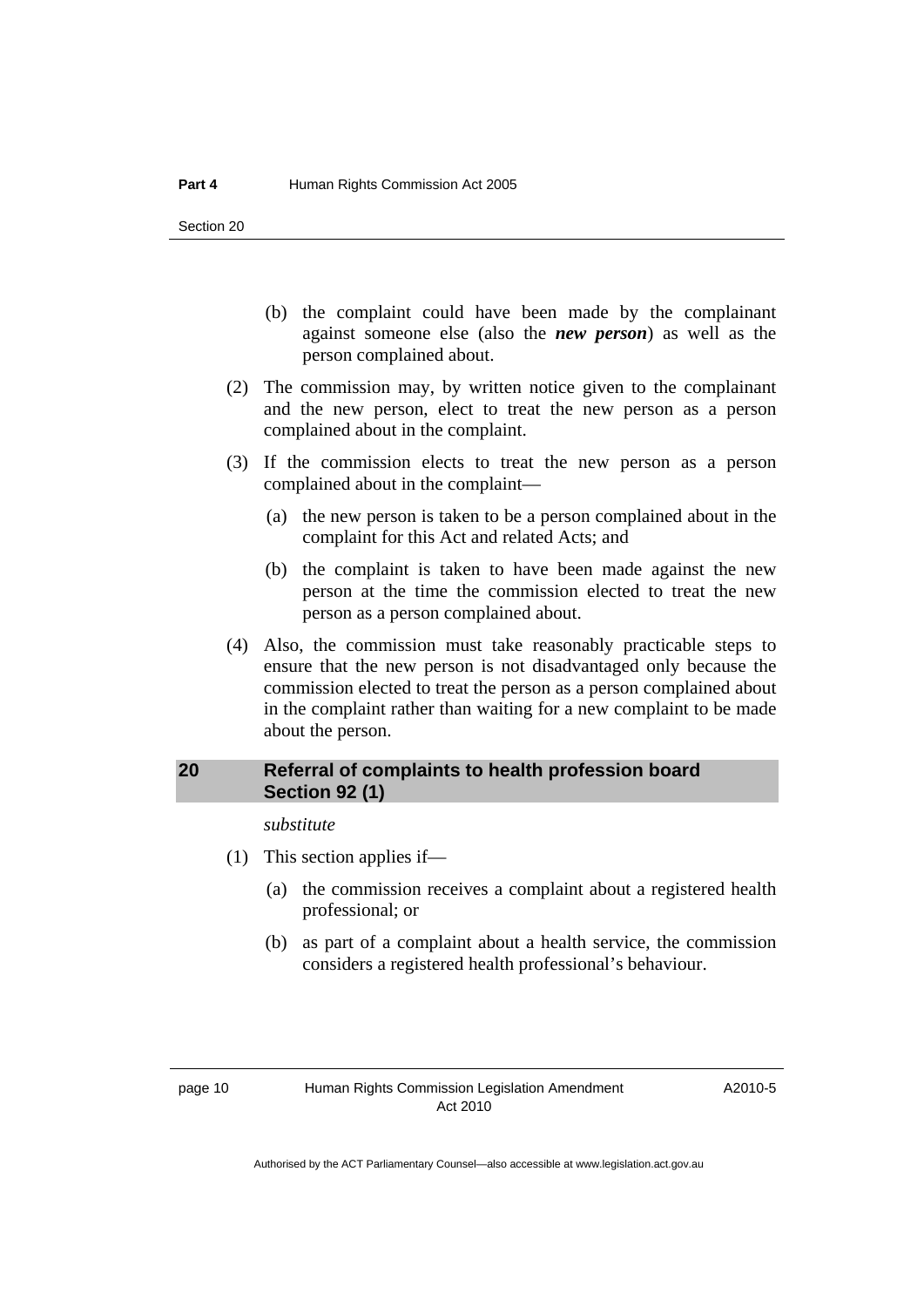(b) the complaint could have been made by the complainant against someone else (also the ***new person***) as well as the person complained about.

(2) The commission may, by written notice given to the complainant and the new person, elect to treat the new person as a person complained about in the complaint.

(3) If the commission elects to treat the new person as a person complained about in the complaint—

(a) the new person is taken to be a person complained about in the complaint for this Act and related Acts; and

(b) the complaint is taken to have been made against the new person at the time the commission elected to treat the new person as a person complained about.

(4) Also, the commission must take reasonably practicable steps to ensure that the new person is not disadvantaged only because the commission elected to treat the person as a person complained about in the complaint rather than waiting for a new complaint to be made about the person.

## 20 Referral of complaints to health profession board Section 92 (1)

*substitute*

(1) This section applies if—

(a) the commission receives a complaint about a registered health professional; or

(b) as part of a complaint about a health service, the commission considers a registered health professional's behaviour.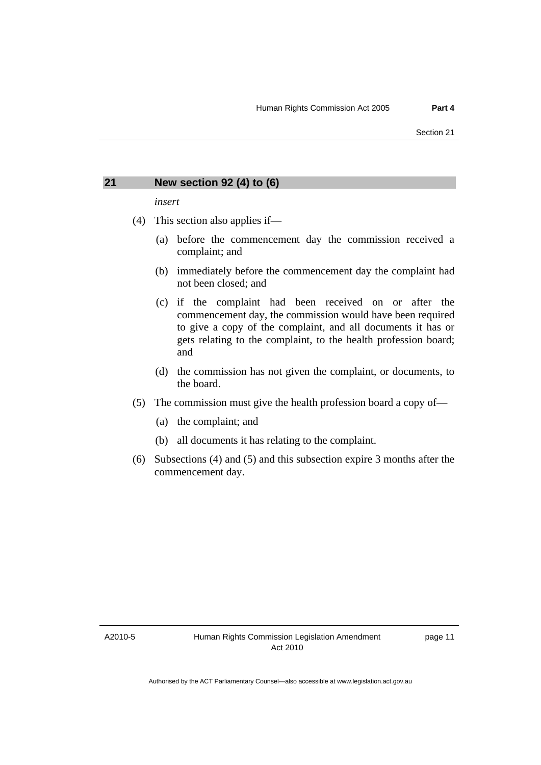## 21 New section 92 (4) to (6)

*insert*

(4) This section also applies if—

(a) before the commencement day the commission received a complaint; and

(b) immediately before the commencement day the complaint had not been closed; and

(c) if the complaint had been received on or after the commencement day, the commission would have been required to give a copy of the complaint, and all documents it has or gets relating to the complaint, to the health profession board; and

(d) the commission has not given the complaint, or documents, to the board.

(5) The commission must give the health profession board a copy of—

(a) the complaint; and

(b) all documents it has relating to the complaint.

(6) Subsections (4) and (5) and this subsection expire 3 months after the commencement day.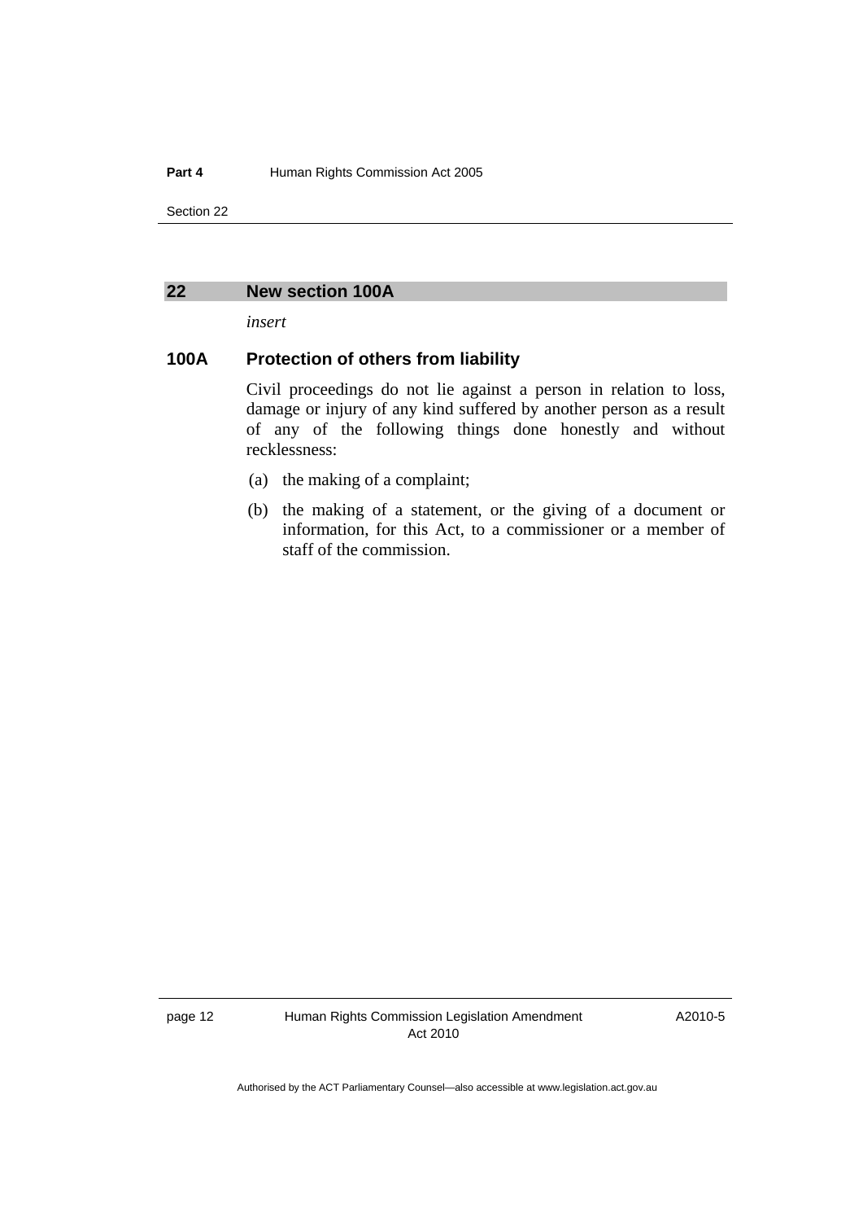## 22 New section 100A

*insert*

### 100A Protection of others from liability

Civil proceedings do not lie against a person in relation to loss, damage or injury of any kind suffered by another person as a result of any of the following things done honestly and without recklessness:

(a) the making of a complaint;

(b) the making of a statement, or the giving of a document or information, for this Act, to a commissioner or a member of staff of the commission.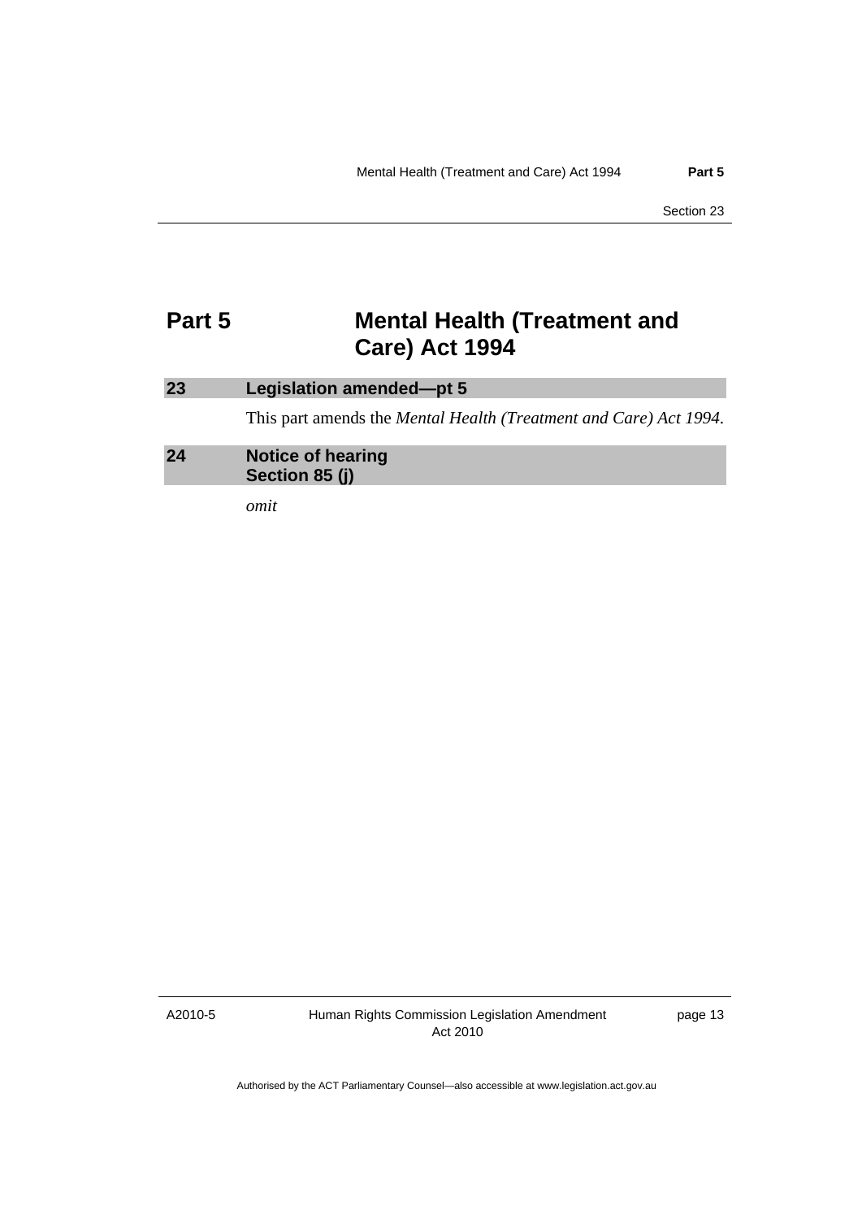# Part 5 Mental Health (Treatment and Care) Act 1994

## 23 Legislation amended—pt 5

This part amends the *Mental Health (Treatment and Care) Act 1994*.

## 24 Notice of hearing Section 85 (j)

*omit*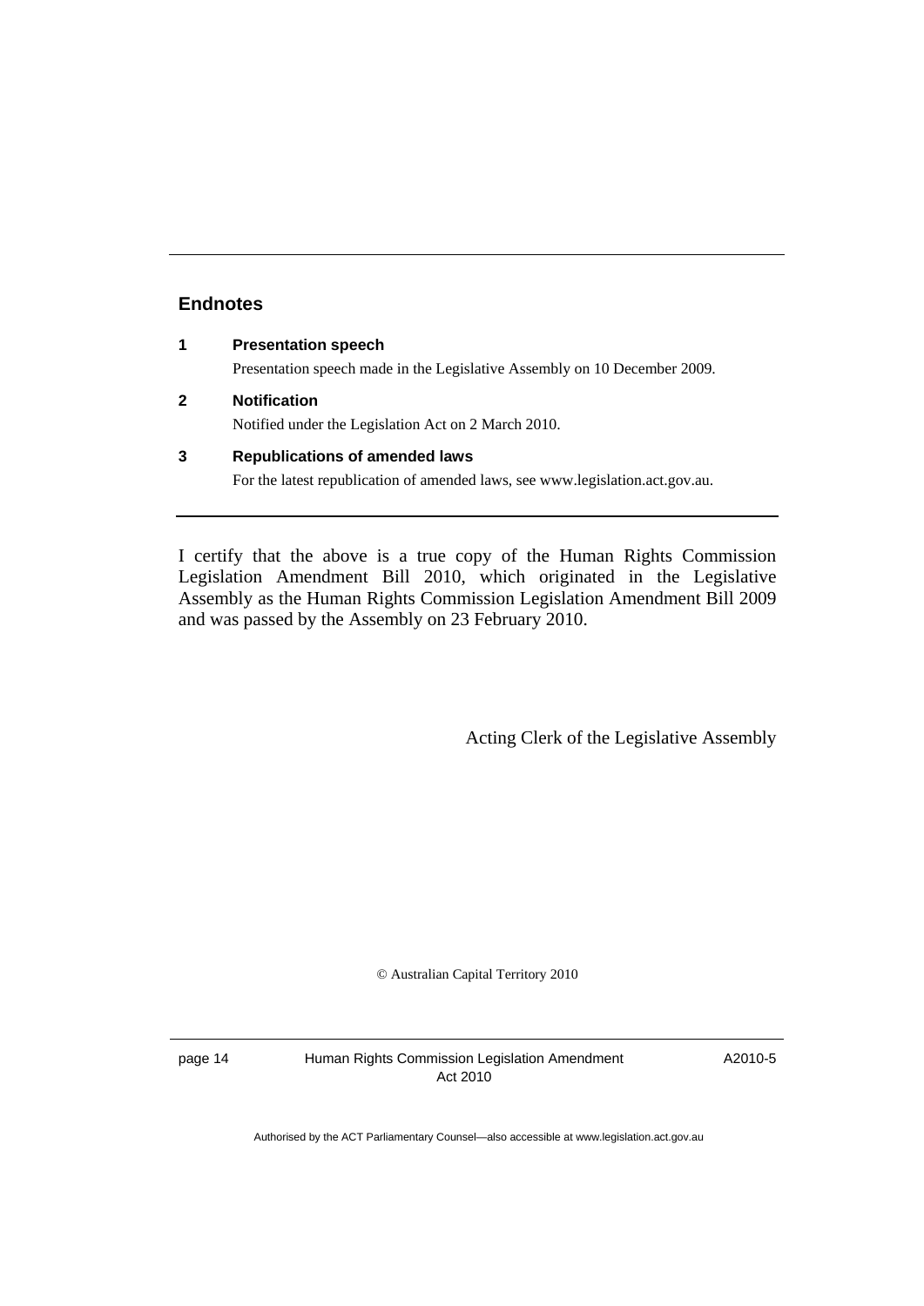## Endnotes

**1 Presentation speech**

Presentation speech made in the Legislative Assembly on 10 December 2009.

**2 Notification**

Notified under the Legislation Act on 2 March 2010.

**3 Republications of amended laws**

For the latest republication of amended laws, see www.legislation.act.gov.au.

I certify that the above is a true copy of the Human Rights Commission Legislation Amendment Bill 2010, which originated in the Legislative Assembly as the Human Rights Commission Legislation Amendment Bill 2009 and was passed by the Assembly on 23 February 2010.

Acting Clerk of the Legislative Assembly

© Australian Capital Territory 2010